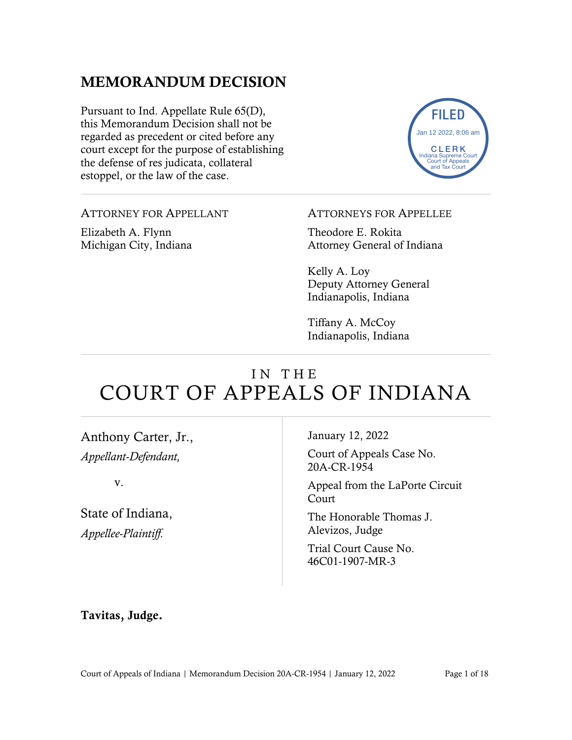# MEMORANDUM DECISION

Pursuant to Ind. Appellate Rule 65(D), this Memorandum Decision shall not be regarded as precedent or cited before any court except for the purpose of establishing the defense of res judicata, collateral estoppel, or the law of the case.

FILED
Jan 12 2022, 8:06 am
CLERK
Indiana Supreme Court
Court of Appeals
and Tax Court

ATTORNEY FOR APPELLANT

Elizabeth A. Flynn
Michigan City, Indiana

ATTORNEYS FOR APPELLEE

Theodore E. Rokita
Attorney General of Indiana

Kelly A. Loy
Deputy Attorney General
Indianapolis, Indiana

Tiffany A. McCoy
Indianapolis, Indiana

# IN THE COURT OF APPEALS OF INDIANA

Anthony Carter, Jr.,
*Appellant-Defendant,*

v.

State of Indiana,
*Appellee-Plaintiff.*

January 12, 2022

Court of Appeals Case No. 20A-CR-1954

Appeal from the LaPorte Circuit Court

The Honorable Thomas J. Alevizos, Judge

Trial Court Cause No. 46C01-1907-MR-3

**Tavitas, Judge.**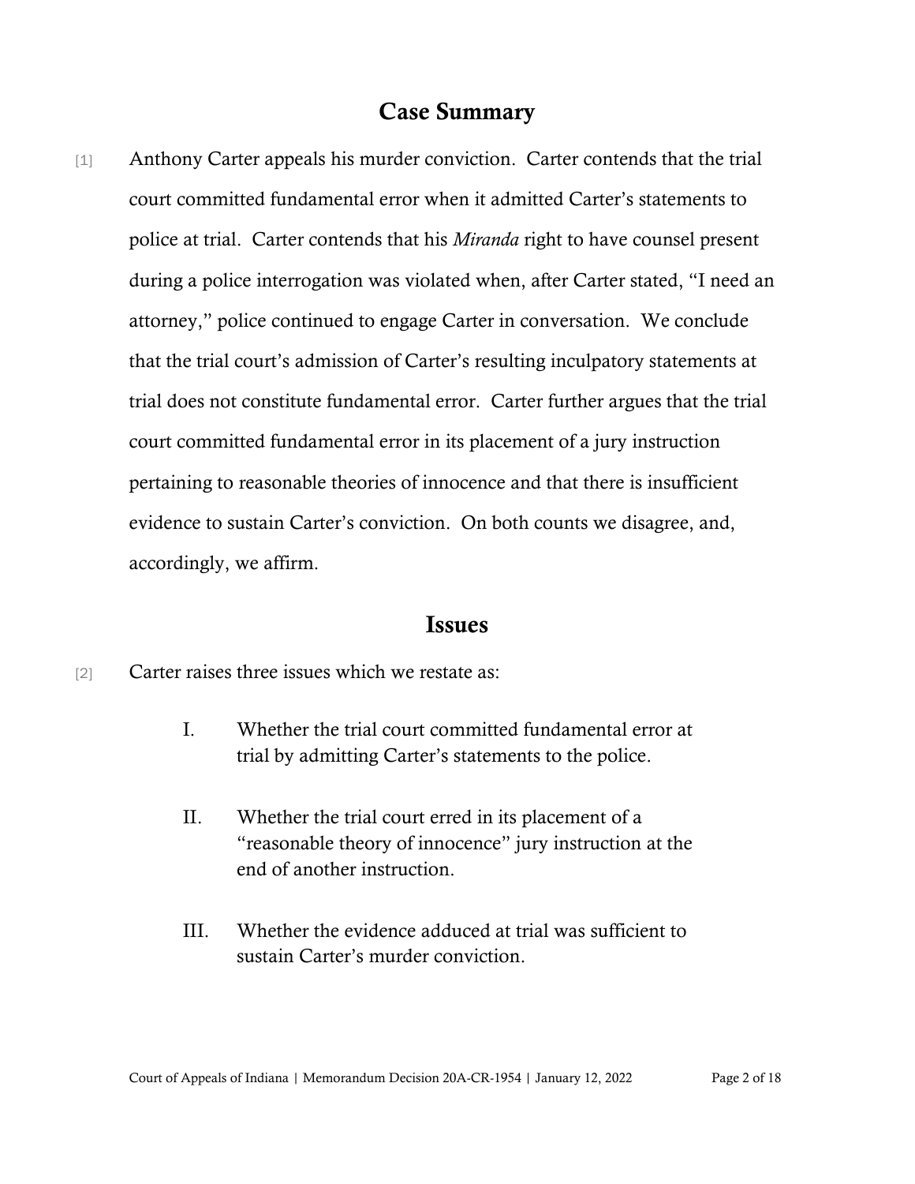## Case Summary

[1] Anthony Carter appeals his murder conviction. Carter contends that the trial court committed fundamental error when it admitted Carter's statements to police at trial. Carter contends that his *Miranda* right to have counsel present during a police interrogation was violated when, after Carter stated, "I need an attorney," police continued to engage Carter in conversation. We conclude that the trial court's admission of Carter's resulting inculpatory statements at trial does not constitute fundamental error. Carter further argues that the trial court committed fundamental error in its placement of a jury instruction pertaining to reasonable theories of innocence and that there is insufficient evidence to sustain Carter's conviction. On both counts we disagree, and, accordingly, we affirm.

## Issues

[2] Carter raises three issues which we restate as:

> I. Whether the trial court committed fundamental error at trial by admitting Carter's statements to the police.
>
> II. Whether the trial court erred in its placement of a "reasonable theory of innocence" jury instruction at the end of another instruction.
>
> III. Whether the evidence adduced at trial was sufficient to sustain Carter's murder conviction.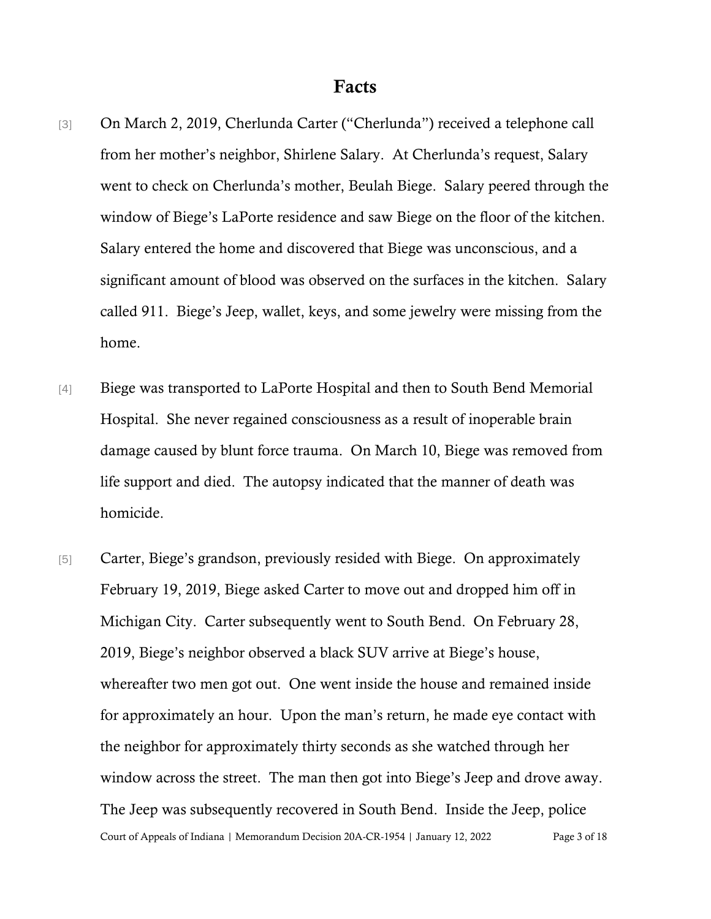## Facts

[3] On March 2, 2019, Cherlunda Carter ("Cherlunda") received a telephone call from her mother's neighbor, Shirlene Salary. At Cherlunda's request, Salary went to check on Cherlunda's mother, Beulah Biege. Salary peered through the window of Biege's LaPorte residence and saw Biege on the floor of the kitchen. Salary entered the home and discovered that Biege was unconscious, and a significant amount of blood was observed on the surfaces in the kitchen. Salary called 911. Biege's Jeep, wallet, keys, and some jewelry were missing from the home.

[4] Biege was transported to LaPorte Hospital and then to South Bend Memorial Hospital. She never regained consciousness as a result of inoperable brain damage caused by blunt force trauma. On March 10, Biege was removed from life support and died. The autopsy indicated that the manner of death was homicide.

[5] Carter, Biege's grandson, previously resided with Biege. On approximately February 19, 2019, Biege asked Carter to move out and dropped him off in Michigan City. Carter subsequently went to South Bend. On February 28, 2019, Biege's neighbor observed a black SUV arrive at Biege's house, whereafter two men got out. One went inside the house and remained inside for approximately an hour. Upon the man's return, he made eye contact with the neighbor for approximately thirty seconds as she watched through her window across the street. The man then got into Biege's Jeep and drove away. The Jeep was subsequently recovered in South Bend. Inside the Jeep, police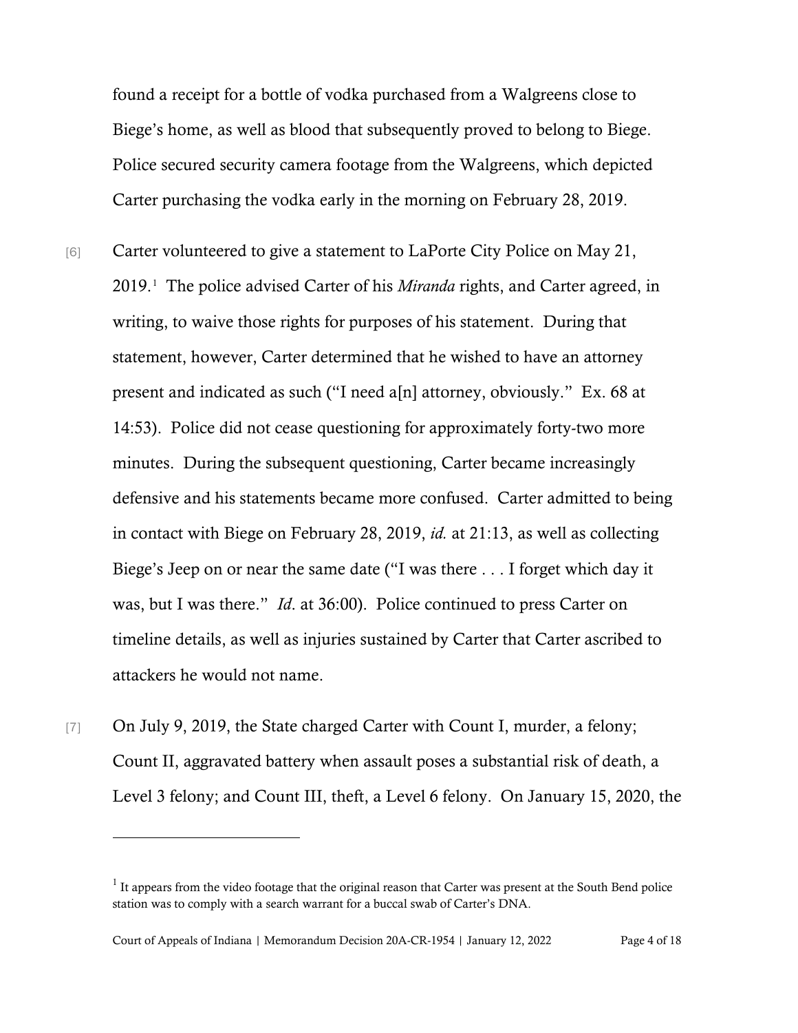found a receipt for a bottle of vodka purchased from a Walgreens close to Biege's home, as well as blood that subsequently proved to belong to Biege. Police secured security camera footage from the Walgreens, which depicted Carter purchasing the vodka early in the morning on February 28, 2019.

[6] Carter volunteered to give a statement to LaPorte City Police on May 21, 2019.[1] The police advised Carter of his *Miranda* rights, and Carter agreed, in writing, to waive those rights for purposes of his statement. During that statement, however, Carter determined that he wished to have an attorney present and indicated as such ("I need a[n] attorney, obviously." Ex. 68 at 14:53). Police did not cease questioning for approximately forty-two more minutes. During the subsequent questioning, Carter became increasingly defensive and his statements became more confused. Carter admitted to being in contact with Biege on February 28, 2019, *id.* at 21:13, as well as collecting Biege's Jeep on or near the same date ("I was there . . . I forget which day it was, but I was there." *Id*. at 36:00). Police continued to press Carter on timeline details, as well as injuries sustained by Carter that Carter ascribed to attackers he would not name.

[7] On July 9, 2019, the State charged Carter with Count I, murder, a felony; Count II, aggravated battery when assault poses a substantial risk of death, a Level 3 felony; and Count III, theft, a Level 6 felony. On January 15, 2020, the

---

[1] It appears from the video footage that the original reason that Carter was present at the South Bend police station was to comply with a search warrant for a buccal swab of Carter's DNA.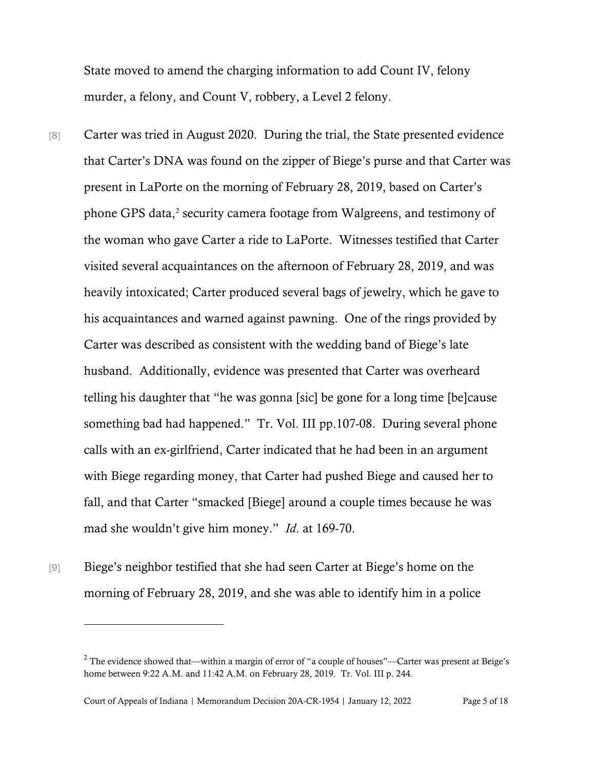State moved to amend the charging information to add Count IV, felony murder, a felony, and Count V, robbery, a Level 2 felony.

[8] Carter was tried in August 2020. During the trial, the State presented evidence that Carter's DNA was found on the zipper of Biege's purse and that Carter was present in LaPorte on the morning of February 28, 2019, based on Carter's phone GPS data,[2] security camera footage from Walgreens, and testimony of the woman who gave Carter a ride to LaPorte. Witnesses testified that Carter visited several acquaintances on the afternoon of February 28, 2019, and was heavily intoxicated; Carter produced several bags of jewelry, which he gave to his acquaintances and warned against pawning. One of the rings provided by Carter was described as consistent with the wedding band of Biege's late husband. Additionally, evidence was presented that Carter was overheard telling his daughter that "he was gonna [sic] be gone for a long time [be]cause something bad had happened." Tr. Vol. III pp.107-08. During several phone calls with an ex-girlfriend, Carter indicated that he had been in an argument with Biege regarding money, that Carter had pushed Biege and caused her to fall, and that Carter "smacked [Biege] around a couple times because he was mad she wouldn't give him money." *Id.* at 169-70.

[9] Biege's neighbor testified that she had seen Carter at Biege's home on the morning of February 28, 2019, and she was able to identify him in a police

---

[2] The evidence showed that—within a margin of error of "a couple of houses"—Carter was present at Beige's home between 9:22 A.M. and 11:42 A.M. on February 28, 2019. Tr. Vol. III p. 244.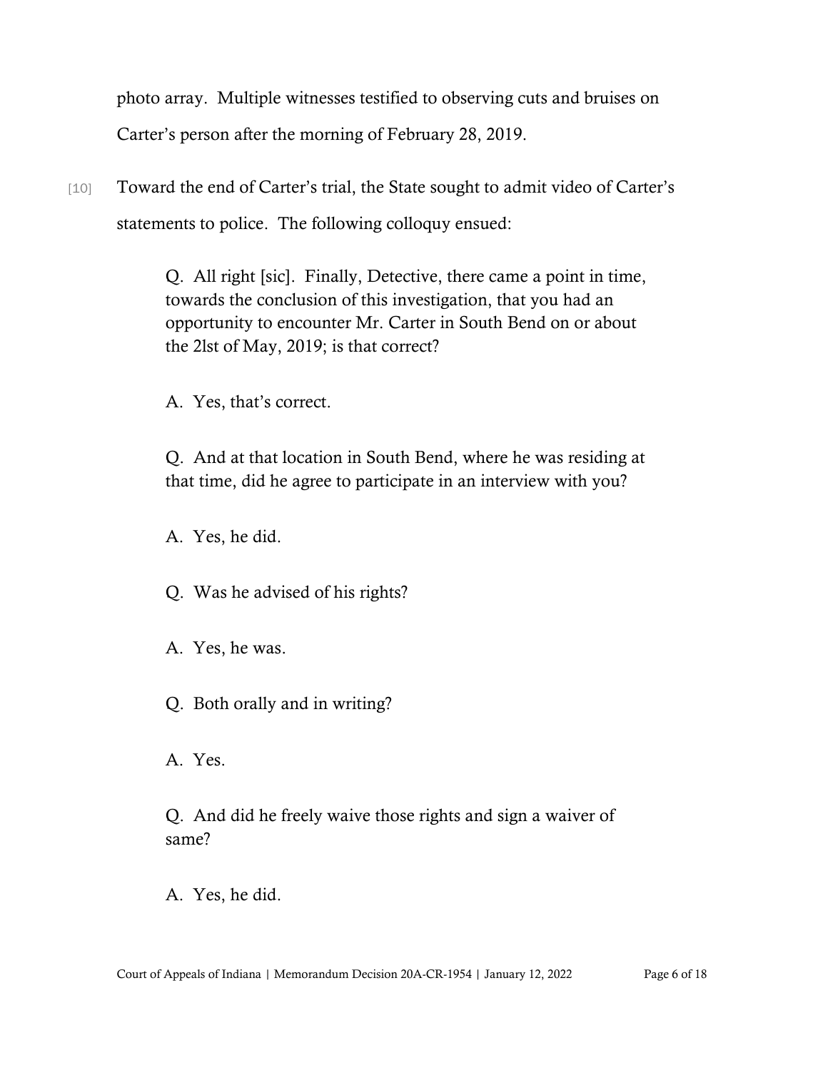photo array. Multiple witnesses testified to observing cuts and bruises on Carter's person after the morning of February 28, 2019.

[10] Toward the end of Carter's trial, the State sought to admit video of Carter's statements to police. The following colloquy ensued:

> Q. All right [sic]. Finally, Detective, there came a point in time, towards the conclusion of this investigation, that you had an opportunity to encounter Mr. Carter in South Bend on or about the 2lst of May, 2019; is that correct?
>
> A. Yes, that's correct.
>
> Q. And at that location in South Bend, where he was residing at that time, did he agree to participate in an interview with you?
>
> A. Yes, he did.
>
> Q. Was he advised of his rights?
>
> A. Yes, he was.
>
> Q. Both orally and in writing?
>
> A. Yes.
>
> Q. And did he freely waive those rights and sign a waiver of same?
>
> A. Yes, he did.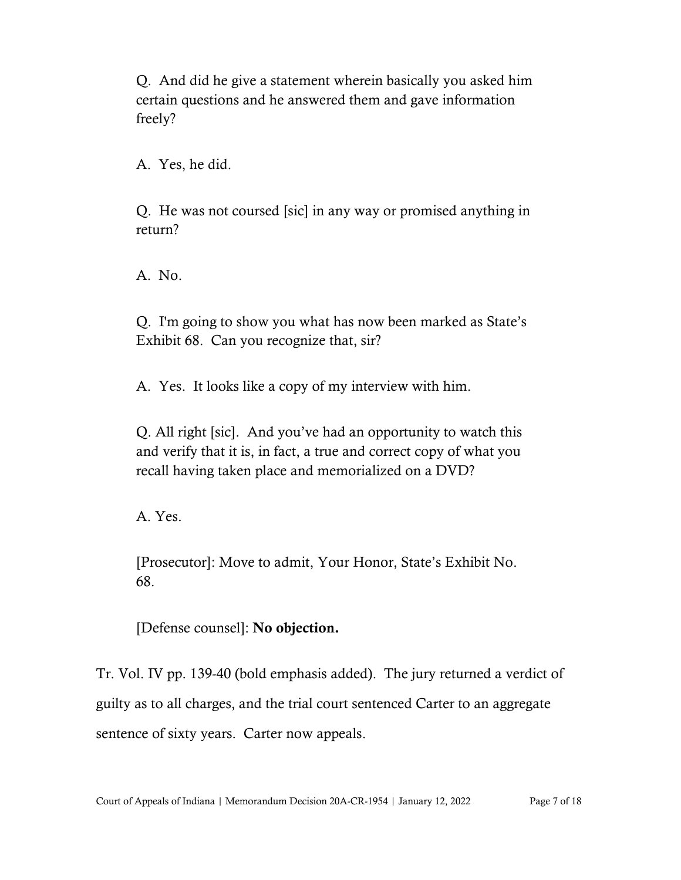> Q. And did he give a statement wherein basically you asked him certain questions and he answered them and gave information freely?
>
> A. Yes, he did.
>
> Q. He was not coursed [sic] in any way or promised anything in return?
>
> A. No.
>
> Q. I'm going to show you what has now been marked as State's Exhibit 68. Can you recognize that, sir?
>
> A. Yes. It looks like a copy of my interview with him.
>
> Q. All right [sic]. And you've had an opportunity to watch this and verify that it is, in fact, a true and correct copy of what you recall having taken place and memorialized on a DVD?
>
> A. Yes.
>
> [Prosecutor]: Move to admit, Your Honor, State's Exhibit No. 68.
>
> [Defense counsel]: **No objection.**

Tr. Vol. IV pp. 139-40 (bold emphasis added). The jury returned a verdict of guilty as to all charges, and the trial court sentenced Carter to an aggregate sentence of sixty years. Carter now appeals.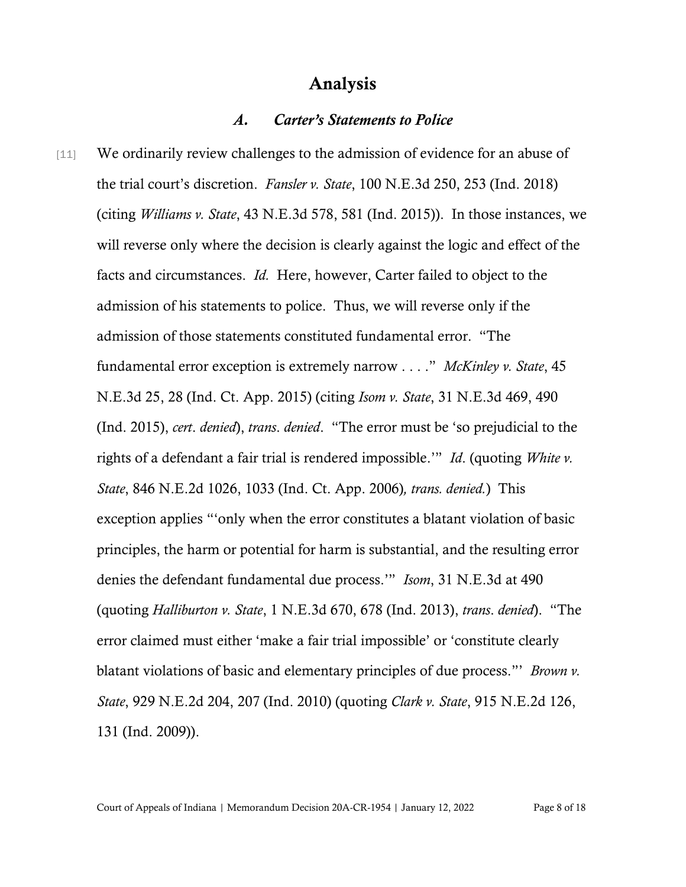# Analysis

## *A. Carter's Statements to Police*

[11] We ordinarily review challenges to the admission of evidence for an abuse of the trial court's discretion. *Fansler v. State*, 100 N.E.3d 250, 253 (Ind. 2018) (citing *Williams v. State*, 43 N.E.3d 578, 581 (Ind. 2015)). In those instances, we will reverse only where the decision is clearly against the logic and effect of the facts and circumstances. *Id.* Here, however, Carter failed to object to the admission of his statements to police. Thus, we will reverse only if the admission of those statements constituted fundamental error. "The fundamental error exception is extremely narrow . . . ." *McKinley v. State*, 45 N.E.3d 25, 28 (Ind. Ct. App. 2015) (citing *Isom v. State*, 31 N.E.3d 469, 490 (Ind. 2015), *cert. denied*), *trans. denied*. "The error must be 'so prejudicial to the rights of a defendant a fair trial is rendered impossible.'" *Id*. (quoting *White v. State*, 846 N.E.2d 1026, 1033 (Ind. Ct. App. 2006)*, trans. denied.*) This exception applies "'only when the error constitutes a blatant violation of basic principles, the harm or potential for harm is substantial, and the resulting error denies the defendant fundamental due process.'" *Isom*, 31 N.E.3d at 490 (quoting *Halliburton v. State*, 1 N.E.3d 670, 678 (Ind. 2013), *trans. denied*). "The error claimed must either 'make a fair trial impossible' or 'constitute clearly blatant violations of basic and elementary principles of due process."' *Brown v. State*, 929 N.E.2d 204, 207 (Ind. 2010) (quoting *Clark v. State*, 915 N.E.2d 126, 131 (Ind. 2009)).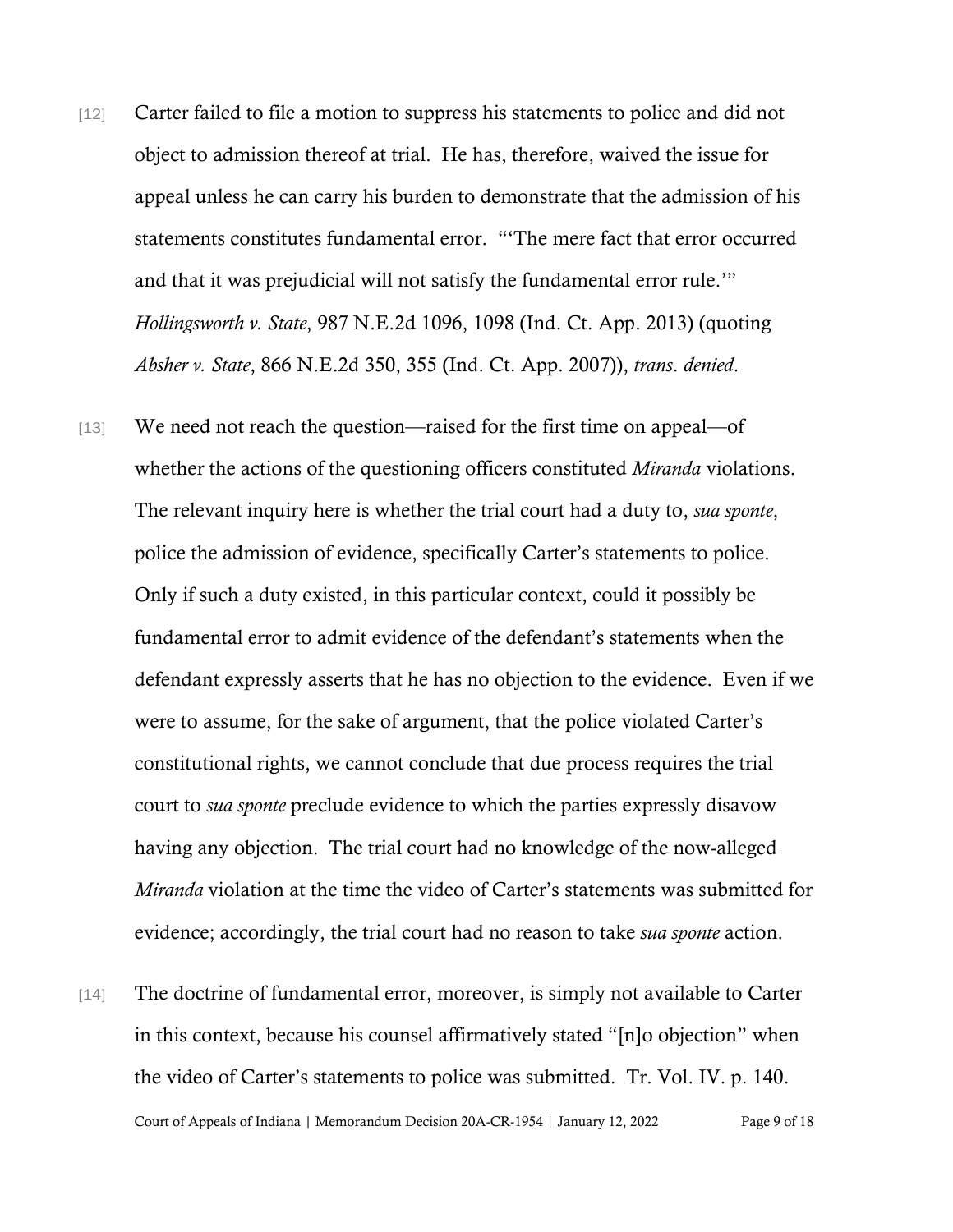[12] Carter failed to file a motion to suppress his statements to police and did not object to admission thereof at trial. He has, therefore, waived the issue for appeal unless he can carry his burden to demonstrate that the admission of his statements constitutes fundamental error. "'The mere fact that error occurred and that it was prejudicial will not satisfy the fundamental error rule.'" *Hollingsworth v. State*, 987 N.E.2d 1096, 1098 (Ind. Ct. App. 2013) (quoting *Absher v. State*, 866 N.E.2d 350, 355 (Ind. Ct. App. 2007)), *trans. denied*.

[13] We need not reach the question—raised for the first time on appeal—of whether the actions of the questioning officers constituted *Miranda* violations. The relevant inquiry here is whether the trial court had a duty to, *sua sponte*, police the admission of evidence, specifically Carter's statements to police. Only if such a duty existed, in this particular context, could it possibly be fundamental error to admit evidence of the defendant's statements when the defendant expressly asserts that he has no objection to the evidence. Even if we were to assume, for the sake of argument, that the police violated Carter's constitutional rights, we cannot conclude that due process requires the trial court to *sua sponte* preclude evidence to which the parties expressly disavow having any objection. The trial court had no knowledge of the now-alleged *Miranda* violation at the time the video of Carter's statements was submitted for evidence; accordingly, the trial court had no reason to take *sua sponte* action.

[14] The doctrine of fundamental error, moreover, is simply not available to Carter in this context, because his counsel affirmatively stated "[n]o objection" when the video of Carter's statements to police was submitted. Tr. Vol. IV. p. 140.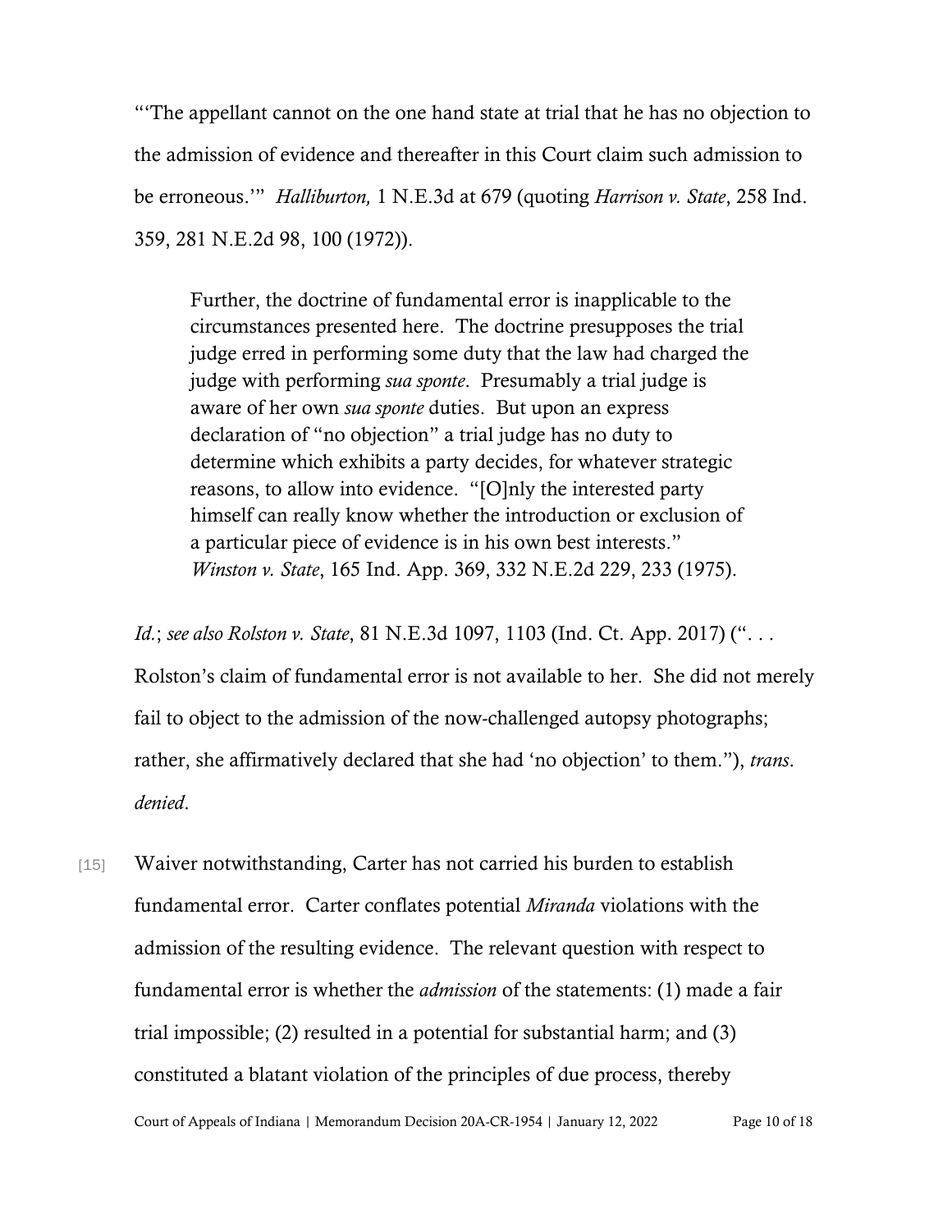"'The appellant cannot on the one hand state at trial that he has no objection to the admission of evidence and thereafter in this Court claim such admission to be erroneous.'" *Halliburton,* 1 N.E.3d at 679 (quoting *Harrison v. State*, 258 Ind. 359, 281 N.E.2d 98, 100 (1972)).

> Further, the doctrine of fundamental error is inapplicable to the circumstances presented here. The doctrine presupposes the trial judge erred in performing some duty that the law had charged the judge with performing *sua sponte*. Presumably a trial judge is aware of her own *sua sponte* duties. But upon an express declaration of "no objection" a trial judge has no duty to determine which exhibits a party decides, for whatever strategic reasons, to allow into evidence. "[O]nly the interested party himself can really know whether the introduction or exclusion of a particular piece of evidence is in his own best interests." *Winston v. State*, 165 Ind. App. 369, 332 N.E.2d 229, 233 (1975).

*Id.*; *see also Rolston v. State*, 81 N.E.3d 1097, 1103 (Ind. Ct. App. 2017) (". . . Rolston's claim of fundamental error is not available to her. She did not merely fail to object to the admission of the now-challenged autopsy photographs; rather, she affirmatively declared that she had 'no objection' to them."), *trans. denied*.

[15] Waiver notwithstanding, Carter has not carried his burden to establish fundamental error. Carter conflates potential *Miranda* violations with the admission of the resulting evidence. The relevant question with respect to fundamental error is whether the *admission* of the statements: (1) made a fair trial impossible; (2) resulted in a potential for substantial harm; and (3) constituted a blatant violation of the principles of due process, thereby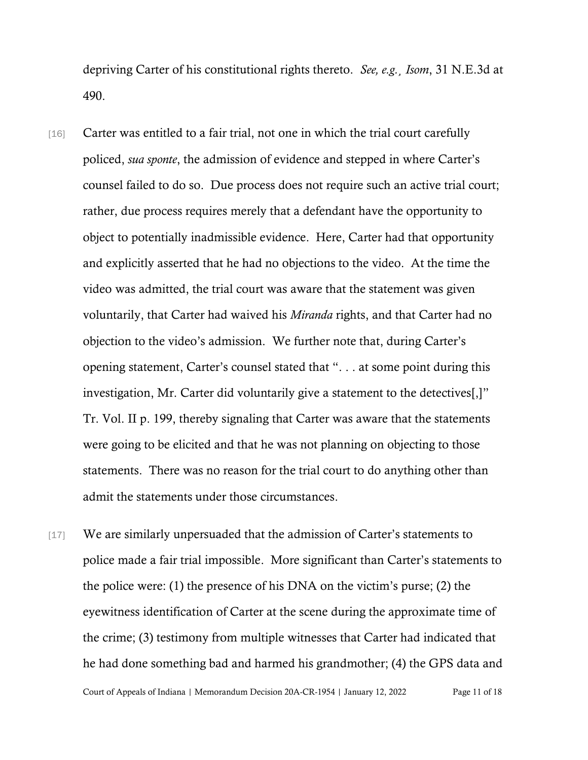depriving Carter of his constitutional rights thereto. *See, e.g., Isom*, 31 N.E.3d at 490.

[16] Carter was entitled to a fair trial, not one in which the trial court carefully policed, *sua sponte*, the admission of evidence and stepped in where Carter's counsel failed to do so. Due process does not require such an active trial court; rather, due process requires merely that a defendant have the opportunity to object to potentially inadmissible evidence. Here, Carter had that opportunity and explicitly asserted that he had no objections to the video. At the time the video was admitted, the trial court was aware that the statement was given voluntarily, that Carter had waived his *Miranda* rights, and that Carter had no objection to the video's admission. We further note that, during Carter's opening statement, Carter's counsel stated that ". . . at some point during this investigation, Mr. Carter did voluntarily give a statement to the detectives[,]" Tr. Vol. II p. 199, thereby signaling that Carter was aware that the statements were going to be elicited and that he was not planning on objecting to those statements. There was no reason for the trial court to do anything other than admit the statements under those circumstances.

[17] We are similarly unpersuaded that the admission of Carter's statements to police made a fair trial impossible. More significant than Carter's statements to the police were: (1) the presence of his DNA on the victim's purse; (2) the eyewitness identification of Carter at the scene during the approximate time of the crime; (3) testimony from multiple witnesses that Carter had indicated that he had done something bad and harmed his grandmother; (4) the GPS data and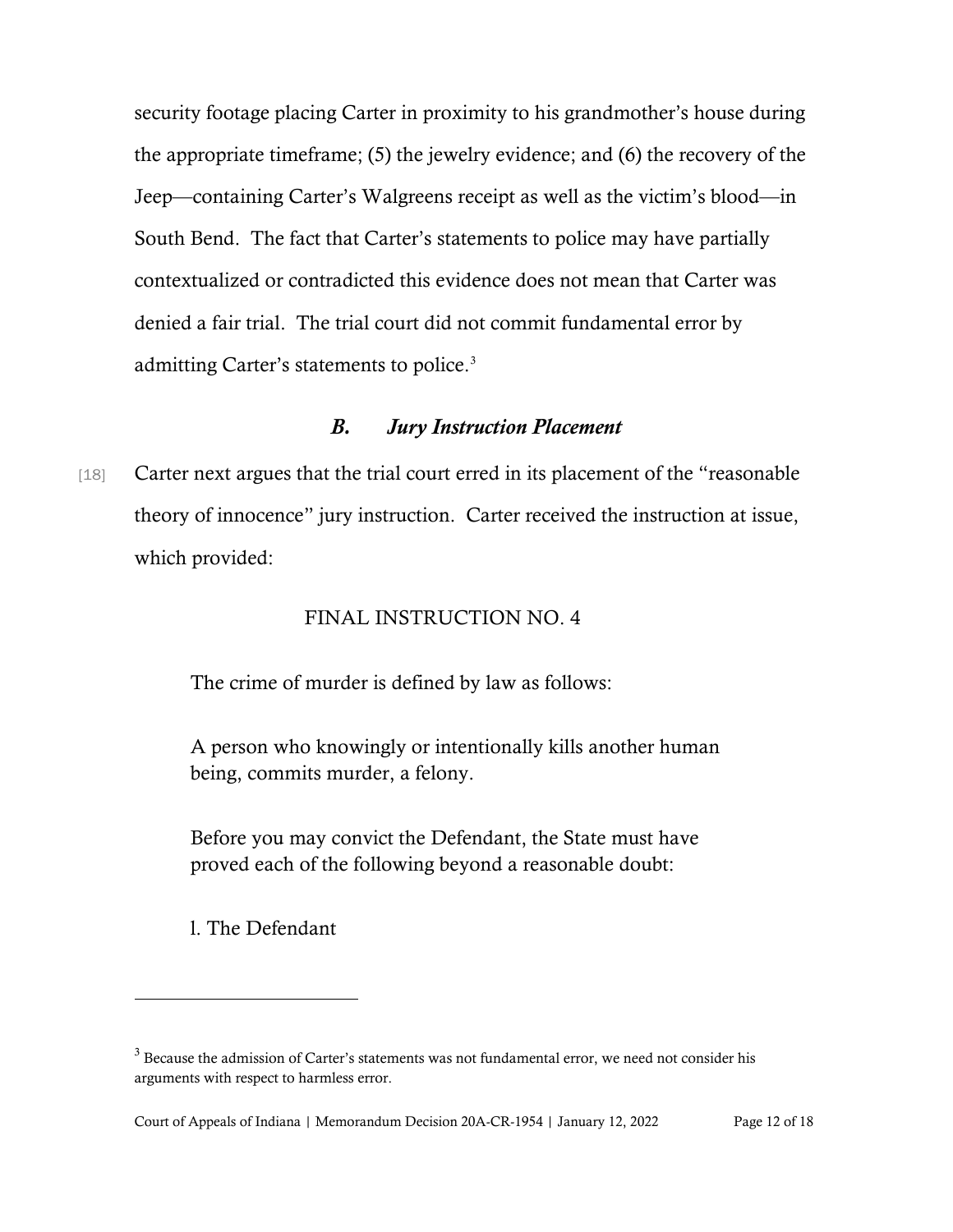security footage placing Carter in proximity to his grandmother's house during the appropriate timeframe; (5) the jewelry evidence; and (6) the recovery of the Jeep—containing Carter's Walgreens receipt as well as the victim's blood—in South Bend. The fact that Carter's statements to police may have partially contextualized or contradicted this evidence does not mean that Carter was denied a fair trial. The trial court did not commit fundamental error by admitting Carter's statements to police.[3]

### *B. Jury Instruction Placement*

[18] Carter next argues that the trial court erred in its placement of the "reasonable theory of innocence" jury instruction. Carter received the instruction at issue, which provided:

> FINAL INSTRUCTION NO. 4
>
> The crime of murder is defined by law as follows:
>
> A person who knowingly or intentionally kills another human being, commits murder, a felony.
>
> Before you may convict the Defendant, the State must have proved each of the following beyond a reasonable doubt:
>
> 1. The Defendant

---

[3] Because the admission of Carter's statements was not fundamental error, we need not consider his arguments with respect to harmless error.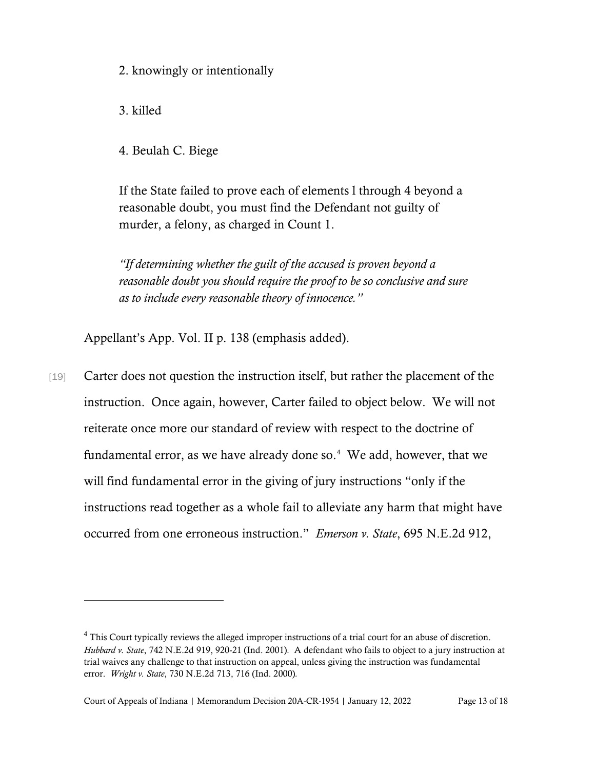2. knowingly or intentionally

3. killed

4. Beulah C. Biege

If the State failed to prove each of elements l through 4 beyond a reasonable doubt, you must find the Defendant not guilty of murder, a felony, as charged in Count 1.

*"If determining whether the guilt of the accused is proven beyond a reasonable doubt you should require the proof to be so conclusive and sure as to include every reasonable theory of innocence."*

Appellant's App. Vol. II p. 138 (emphasis added).

[19] Carter does not question the instruction itself, but rather the placement of the instruction. Once again, however, Carter failed to object below. We will not reiterate once more our standard of review with respect to the doctrine of fundamental error, as we have already done so.[4] We add, however, that we will find fundamental error in the giving of jury instructions "only if the instructions read together as a whole fail to alleviate any harm that might have occurred from one erroneous instruction." *Emerson v. State*, 695 N.E.2d 912,

---

[4] This Court typically reviews the alleged improper instructions of a trial court for an abuse of discretion. *Hubbard v. State*, 742 N.E.2d 919, 920-21 (Ind. 2001). A defendant who fails to object to a jury instruction at trial waives any challenge to that instruction on appeal, unless giving the instruction was fundamental error. *Wright v. State*, 730 N.E.2d 713, 716 (Ind. 2000).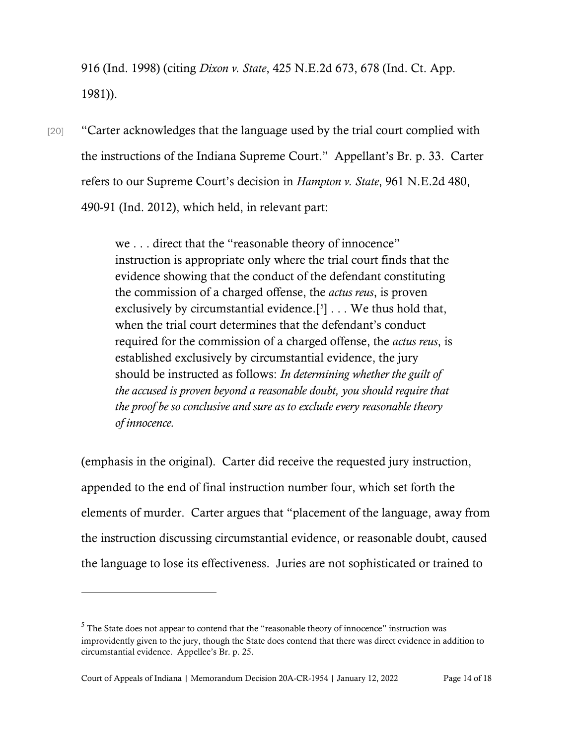916 (Ind. 1998) (citing *Dixon v. State*, 425 N.E.2d 673, 678 (Ind. Ct. App. 1981)).

[20] "Carter acknowledges that the language used by the trial court complied with the instructions of the Indiana Supreme Court." Appellant's Br. p. 33. Carter refers to our Supreme Court's decision in *Hampton v. State*, 961 N.E.2d 480, 490-91 (Ind. 2012), which held, in relevant part:

> we . . . direct that the "reasonable theory of innocence" instruction is appropriate only where the trial court finds that the evidence showing that the conduct of the defendant constituting the commission of a charged offense, the *actus reus*, is proven exclusively by circumstantial evidence.[5] . . . We thus hold that, when the trial court determines that the defendant's conduct required for the commission of a charged offense, the *actus reus*, is established exclusively by circumstantial evidence, the jury should be instructed as follows: *In determining whether the guilt of the accused is proven beyond a reasonable doubt, you should require that the proof be so conclusive and sure as to exclude every reasonable theory of innocence.*

(emphasis in the original). Carter did receive the requested jury instruction, appended to the end of final instruction number four, which set forth the elements of murder. Carter argues that "placement of the language, away from the instruction discussing circumstantial evidence, or reasonable doubt, caused the language to lose its effectiveness. Juries are not sophisticated or trained to

---

[5] The State does not appear to contend that the "reasonable theory of innocence" instruction was improvidently given to the jury, though the State does contend that there was direct evidence in addition to circumstantial evidence. Appellee's Br. p. 25.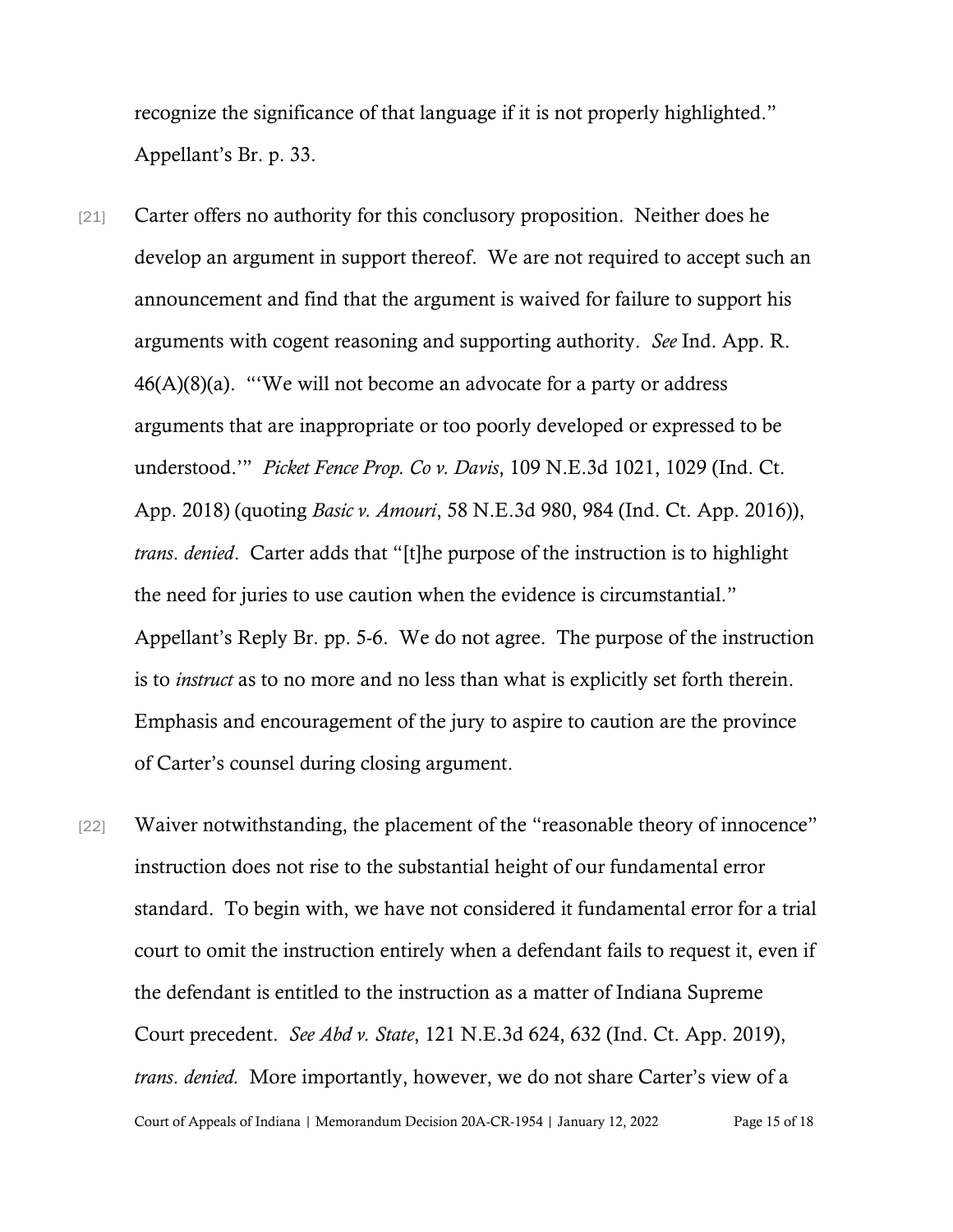recognize the significance of that language if it is not properly highlighted." Appellant's Br. p. 33.

[21] Carter offers no authority for this conclusory proposition. Neither does he develop an argument in support thereof. We are not required to accept such an announcement and find that the argument is waived for failure to support his arguments with cogent reasoning and supporting authority. *See* Ind. App. R. 46(A)(8)(a). "'We will not become an advocate for a party or address arguments that are inappropriate or too poorly developed or expressed to be understood.'" *Picket Fence Prop. Co v. Davis*, 109 N.E.3d 1021, 1029 (Ind. Ct. App. 2018) (quoting *Basic v. Amouri*, 58 N.E.3d 980, 984 (Ind. Ct. App. 2016)), *trans. denied*. Carter adds that "[t]he purpose of the instruction is to highlight the need for juries to use caution when the evidence is circumstantial." Appellant's Reply Br. pp. 5-6. We do not agree. The purpose of the instruction is to *instruct* as to no more and no less than what is explicitly set forth therein. Emphasis and encouragement of the jury to aspire to caution are the province of Carter's counsel during closing argument.

[22] Waiver notwithstanding, the placement of the "reasonable theory of innocence" instruction does not rise to the substantial height of our fundamental error standard. To begin with, we have not considered it fundamental error for a trial court to omit the instruction entirely when a defendant fails to request it, even if the defendant is entitled to the instruction as a matter of Indiana Supreme Court precedent. *See Abd v. State*, 121 N.E.3d 624, 632 (Ind. Ct. App. 2019), *trans. denied.* More importantly, however, we do not share Carter's view of a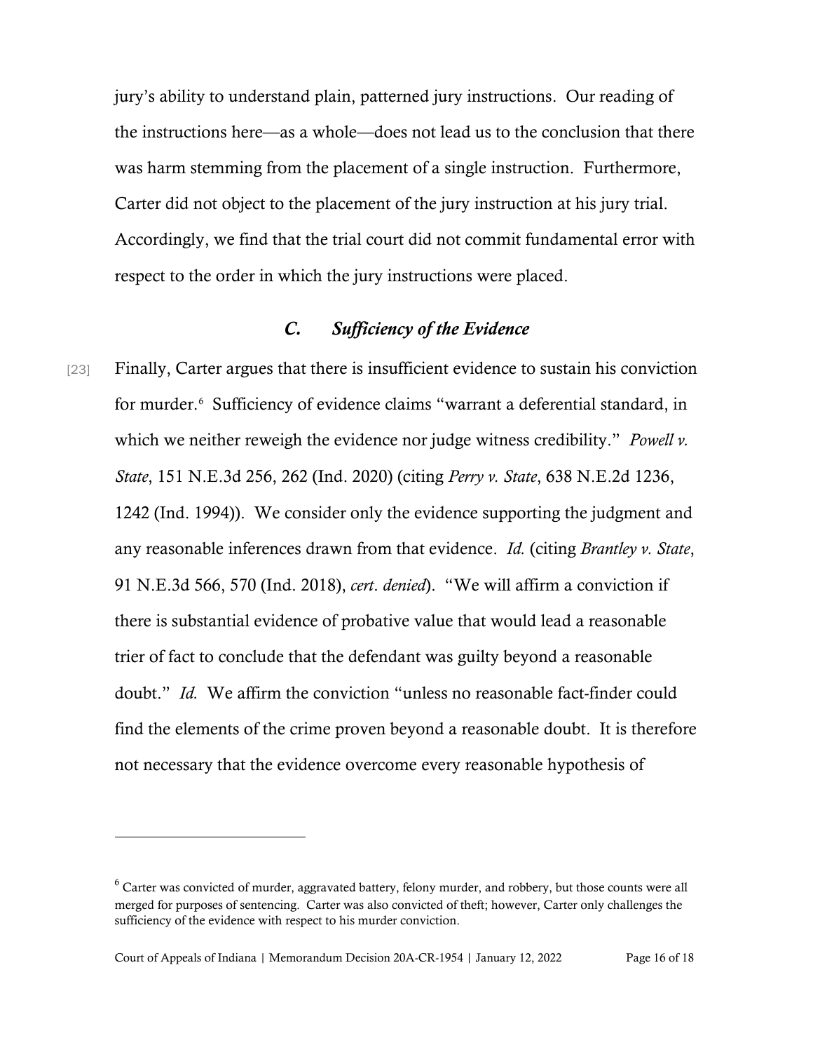jury's ability to understand plain, patterned jury instructions. Our reading of the instructions here—as a whole—does not lead us to the conclusion that there was harm stemming from the placement of a single instruction. Furthermore, Carter did not object to the placement of the jury instruction at his jury trial. Accordingly, we find that the trial court did not commit fundamental error with respect to the order in which the jury instructions were placed.

### *C. Sufficiency of the Evidence*

[23] Finally, Carter argues that there is insufficient evidence to sustain his conviction for murder.[6] Sufficiency of evidence claims "warrant a deferential standard, in which we neither reweigh the evidence nor judge witness credibility." *Powell v. State*, 151 N.E.3d 256, 262 (Ind. 2020) (citing *Perry v. State*, 638 N.E.2d 1236, 1242 (Ind. 1994)). We consider only the evidence supporting the judgment and any reasonable inferences drawn from that evidence. *Id.* (citing *Brantley v. State*, 91 N.E.3d 566, 570 (Ind. 2018), *cert. denied*). "We will affirm a conviction if there is substantial evidence of probative value that would lead a reasonable trier of fact to conclude that the defendant was guilty beyond a reasonable doubt." *Id.* We affirm the conviction "unless no reasonable fact-finder could find the elements of the crime proven beyond a reasonable doubt. It is therefore not necessary that the evidence overcome every reasonable hypothesis of

---

[6] Carter was convicted of murder, aggravated battery, felony murder, and robbery, but those counts were all merged for purposes of sentencing. Carter was also convicted of theft; however, Carter only challenges the sufficiency of the evidence with respect to his murder conviction.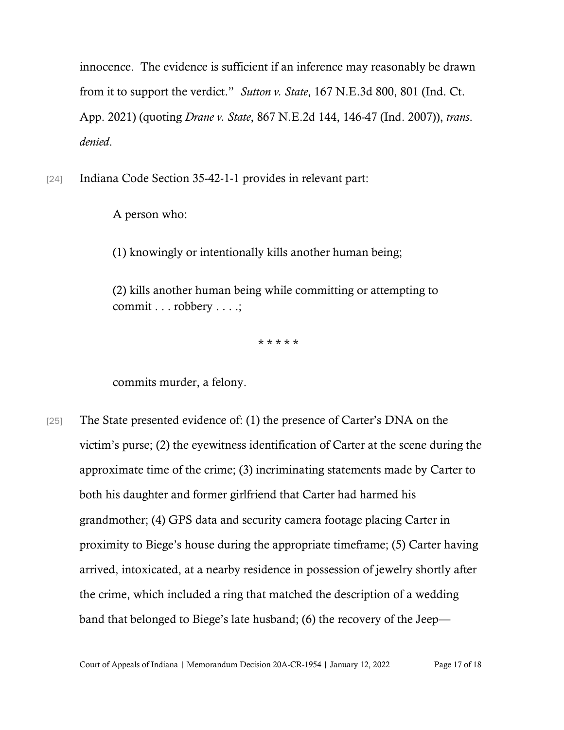innocence. The evidence is sufficient if an inference may reasonably be drawn from it to support the verdict." *Sutton v. State*, 167 N.E.3d 800, 801 (Ind. Ct. App. 2021) (quoting *Drane v. State*, 867 N.E.2d 144, 146-47 (Ind. 2007)), *trans. denied*.

[24] Indiana Code Section 35-42-1-1 provides in relevant part:

> A person who:
>
> (1) knowingly or intentionally kills another human being;
>
> (2) kills another human being while committing or attempting to commit . . . robbery . . . .;
>
> * * * * *
>
> commits murder, a felony.

[25] The State presented evidence of: (1) the presence of Carter's DNA on the victim's purse; (2) the eyewitness identification of Carter at the scene during the approximate time of the crime; (3) incriminating statements made by Carter to both his daughter and former girlfriend that Carter had harmed his grandmother; (4) GPS data and security camera footage placing Carter in proximity to Biege's house during the appropriate timeframe; (5) Carter having arrived, intoxicated, at a nearby residence in possession of jewelry shortly after the crime, which included a ring that matched the description of a wedding band that belonged to Biege's late husband; (6) the recovery of the Jeep—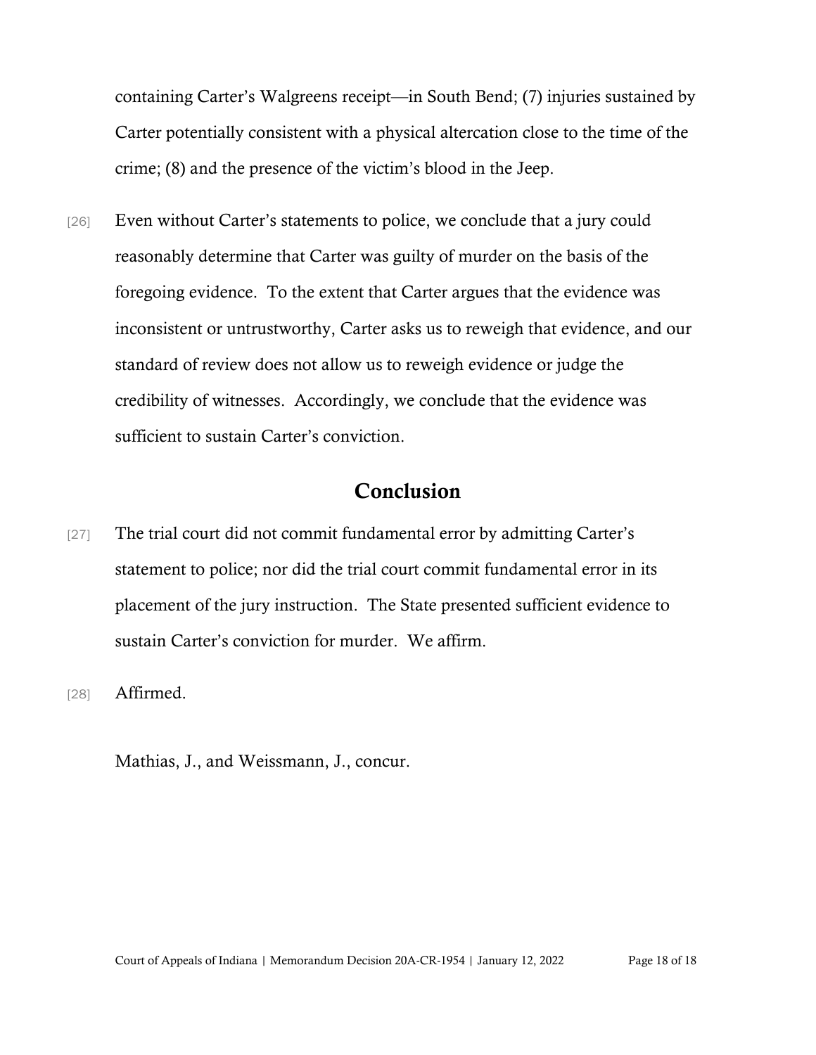containing Carter's Walgreens receipt—in South Bend; (7) injuries sustained by Carter potentially consistent with a physical altercation close to the time of the crime; (8) and the presence of the victim's blood in the Jeep.

[26] Even without Carter's statements to police, we conclude that a jury could reasonably determine that Carter was guilty of murder on the basis of the foregoing evidence. To the extent that Carter argues that the evidence was inconsistent or untrustworthy, Carter asks us to reweigh that evidence, and our standard of review does not allow us to reweigh evidence or judge the credibility of witnesses. Accordingly, we conclude that the evidence was sufficient to sustain Carter's conviction.

## Conclusion

[27] The trial court did not commit fundamental error by admitting Carter's statement to police; nor did the trial court commit fundamental error in its placement of the jury instruction. The State presented sufficient evidence to sustain Carter's conviction for murder. We affirm.

[28] Affirmed.

Mathias, J., and Weissmann, J., concur.